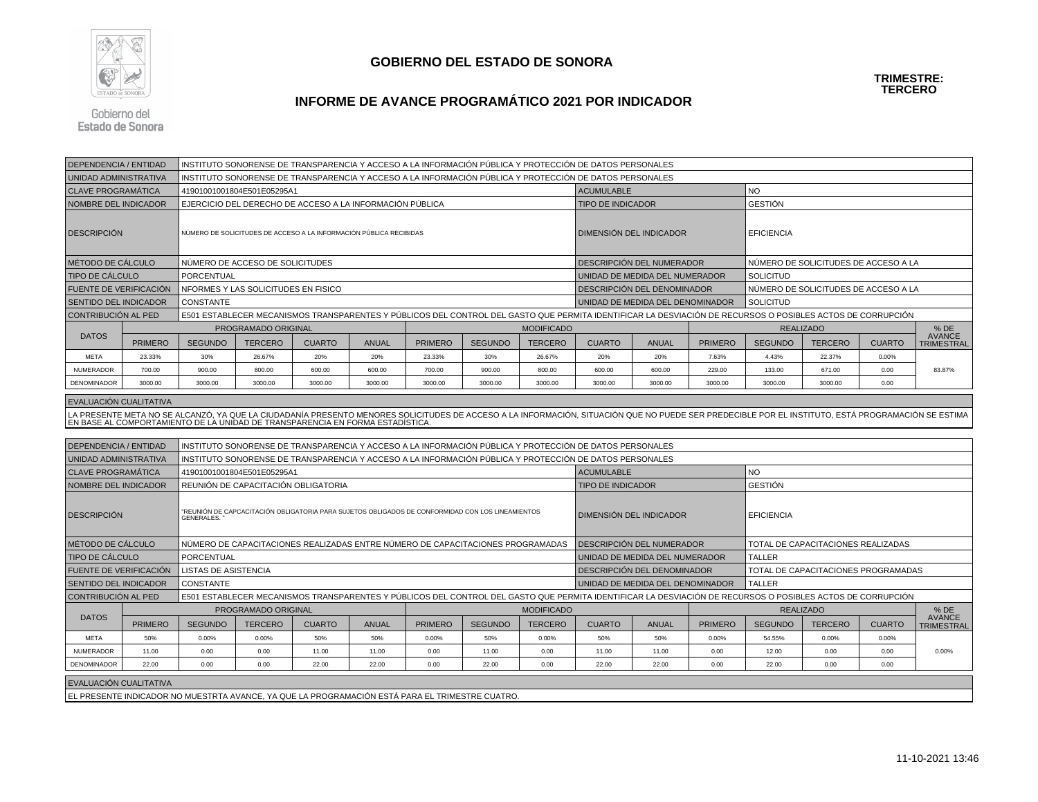Gobierno del Estado de Sonora

# GOBIERNO DEL ESTADO DE SONORA

## INFORME DE AVANCE PROGRAMÁTICO 2021 POR INDICADOR

**TRIMESTRE: TERCERO**

| | | | | | | | | | | | | | | | |
|---|---|---|---|---|---|---|---|---|---|---|---|---|---|---|---|
| DEPENDENCIA / ENTIDAD | INSTITUTO SONORENSE DE TRANSPARENCIA Y ACCESO A LA INFORMACIÓN PÚBLICA Y PROTECCIÓN DE DATOS PERSONALES | | | | | | | | | | | | | | |
| UNIDAD ADMINISTRATIVA | INSTITUTO SONORENSE DE TRANSPARENCIA Y ACCESO A LA INFORMACIÓN PÚBLICA Y PROTECCIÓN DE DATOS PERSONALES | | | | | | | | | | | | | | |
| CLAVE PROGRAMÁTICA | 41901001001804E501E05295A1 | | | | | | | ACUMULABLE | | | NO | | | | |
| NOMBRE DEL INDICADOR | EJERCICIO DEL DERECHO DE ACCESO A LA INFORMACIÓN PÚBLICA | | | | | | | TIPO DE INDICADOR | | | GESTIÓN | | | | |
| DESCRIPCIÓN | NÚMERO DE SOLICITUDES DE ACCESO A LA INFORMACIÓN PÚBLICA RECIBIDAS | | | | | | | DIMENSIÓN DEL INDICADOR | | | EFICIENCIA | | | | |
| MÉTODO DE CÁLCULO | NÚMERO DE ACCESO DE SOLICITUDES | | | | | | | DESCRIPCIÓN DEL NUMERADOR | | | NÚMERO DE SOLICITUDES DE ACCESO A LA | | | | |
| TIPO DE CÁLCULO | PORCENTUAL | | | | | | | UNIDAD DE MEDIDA DEL NUMERADOR | | | SOLICITUD | | | | |
| FUENTE DE VERIFICACIÓN | NFORMES Y LAS SOLICITUDES EN FISICO | | | | | | | DESCRIPCIÓN DEL DENOMINADOR | | | NÚMERO DE SOLICITUDES DE ACCESO A LA | | | | |
| SENTIDO DEL INDICADOR | CONSTANTE | | | | | | | UNIDAD DE MEDIDA DEL DENOMINADOR | | | SOLICITUD | | | | |
| CONTRIBUCIÓN AL PED | E501 ESTABLECER MECANISMOS TRANSPARENTES Y PÚBLICOS DEL CONTROL DEL GASTO QUE PERMITA IDENTIFICAR LA DESVIACIÓN DE RECURSOS O POSIBLES ACTOS DE CORRUPCIÓN | | | | | | | | | | | | | | |

| DATOS | PROGRAMADO ORIGINAL | | | | | MODIFICADO | | | | | REALIZADO | | | | % DE AVANCE TRIMESTRAL |
|---|---|---|---|---|---|---|---|---|---|---|---|---|---|---|---|
| | PRIMERO | SEGUNDO | TERCERO | CUARTO | ANUAL | PRIMERO | SEGUNDO | TERCERO | CUARTO | ANUAL | PRIMERO | SEGUNDO | TERCERO | CUARTO | |
| META | 23.33% | 30% | 26.67% | 20% | 20% | 23.33% | 30% | 26.67% | 20% | 20% | 7.63% | 4.43% | 22.37% | 0.00% | 83.87% |
| NUMERADOR | 700.00 | 900.00 | 800.00 | 600.00 | 600.00 | 700.00 | 900.00 | 800.00 | 600.00 | 600.00 | 229.00 | 133.00 | 671.00 | 0.00 | |
| DENOMINADOR | 3000.00 | 3000.00 | 3000.00 | 3000.00 | 3000.00 | 3000.00 | 3000.00 | 3000.00 | 3000.00 | 3000.00 | 3000.00 | 3000.00 | 3000.00 | 0.00 | |

**EVALUACIÓN CUALITATIVA**

LA PRESENTE META NO SE ALCANZÓ, YA QUE LA CIUDADANÍA PRESENTO MENORES SOLICITUDES DE ACCESO A LA INFORMACIÓN, SITUACIÓN QUE NO PUEDE SER PREDECIBLE POR EL INSTITUTO, ESTÁ PROGRAMACIÓN SE ESTIMA EN BASE AL COMPORTAMIENTO DE LA UNIDAD DE TRANSPARENCIA EN FORMA ESTADÍSTICA.

| | | | | | | | | | | | | | | | |
|---|---|---|---|---|---|---|---|---|---|---|---|---|---|---|---|
| DEPENDENCIA / ENTIDAD | INSTITUTO SONORENSE DE TRANSPARENCIA Y ACCESO A LA INFORMACIÓN PÚBLICA Y PROTECCIÓN DE DATOS PERSONALES | | | | | | | | | | | | | | |
| UNIDAD ADMINISTRATIVA | INSTITUTO SONORENSE DE TRANSPARENCIA Y ACCESO A LA INFORMACIÓN PÚBLICA Y PROTECCIÓN DE DATOS PERSONALES | | | | | | | | | | | | | | |
| CLAVE PROGRAMÁTICA | 41901001001804E501E05295A1 | | | | | | | ACUMULABLE | | | NO | | | | |
| NOMBRE DEL INDICADOR | REUNIÓN DE CAPACITACIÓN OBLIGATORIA | | | | | | | TIPO DE INDICADOR | | | GESTIÓN | | | | |
| DESCRIPCIÓN | "REUNIÓN DE CAPCACITACIÓN OBLIGATORIA PARA SUJETOS OBLIGADOS DE CONFORMIDAD CON LOS LINEAMIENTOS GENERALES. " | | | | | | | DIMENSIÓN DEL INDICADOR | | | EFICIENCIA | | | | |
| MÉTODO DE CÁLCULO | NÚMERO DE CAPACITACIONES REALIZADAS ENTRE NÚMERO DE CAPACITACIONES PROGRAMADAS | | | | | | | DESCRIPCIÓN DEL NUMERADOR | | | TOTAL DE CAPACITACIONES REALIZADAS | | | | |
| TIPO DE CÁLCULO | PORCENTUAL | | | | | | | UNIDAD DE MEDIDA DEL NUMERADOR | | | TALLER | | | | |
| FUENTE DE VERIFICACIÓN | LISTAS DE ASISTENCIA | | | | | | | DESCRIPCIÓN DEL DENOMINADOR | | | TOTAL DE CAPACITACIONES PROGRAMADAS | | | | |
| SENTIDO DEL INDICADOR | CONSTANTE | | | | | | | UNIDAD DE MEDIDA DEL DENOMINADOR | | | TALLER | | | | |
| CONTRIBUCIÓN AL PED | E501 ESTABLECER MECANISMOS TRANSPARENTES Y PÚBLICOS DEL CONTROL DEL GASTO QUE PERMITA IDENTIFICAR LA DESVIACIÓN DE RECURSOS O POSIBLES ACTOS DE CORRUPCIÓN | | | | | | | | | | | | | | |

| DATOS | PROGRAMADO ORIGINAL | | | | | MODIFICADO | | | | | REALIZADO | | | | % DE AVANCE TRIMESTRAL |
|---|---|---|---|---|---|---|---|---|---|---|---|---|---|---|---|
| | PRIMERO | SEGUNDO | TERCERO | CUARTO | ANUAL | PRIMERO | SEGUNDO | TERCERO | CUARTO | ANUAL | PRIMERO | SEGUNDO | TERCERO | CUARTO | |
| META | 50% | 0.00% | 0.00% | 50% | 50% | 0.00% | 50% | 0.00% | 50% | 50% | 0.00% | 54.55% | 0.00% | 0.00% | 0.00% |
| NUMERADOR | 11.00 | 0.00 | 0.00 | 11.00 | 11.00 | 0.00 | 11.00 | 0.00 | 11.00 | 11.00 | 0.00 | 12.00 | 0.00 | 0.00 | |
| DENOMINADOR | 22.00 | 0.00 | 0.00 | 22.00 | 22.00 | 0.00 | 22.00 | 0.00 | 22.00 | 22.00 | 0.00 | 22.00 | 0.00 | 0.00 | |

**EVALUACIÓN CUALITATIVA**

EL PRESENTE INDICADOR NO MUESTRTA AVANCE, YA QUE LA PROGRAMACIÓN ESTÁ PARA EL TRIMESTRE CUATRO.

11-10-2021 13:46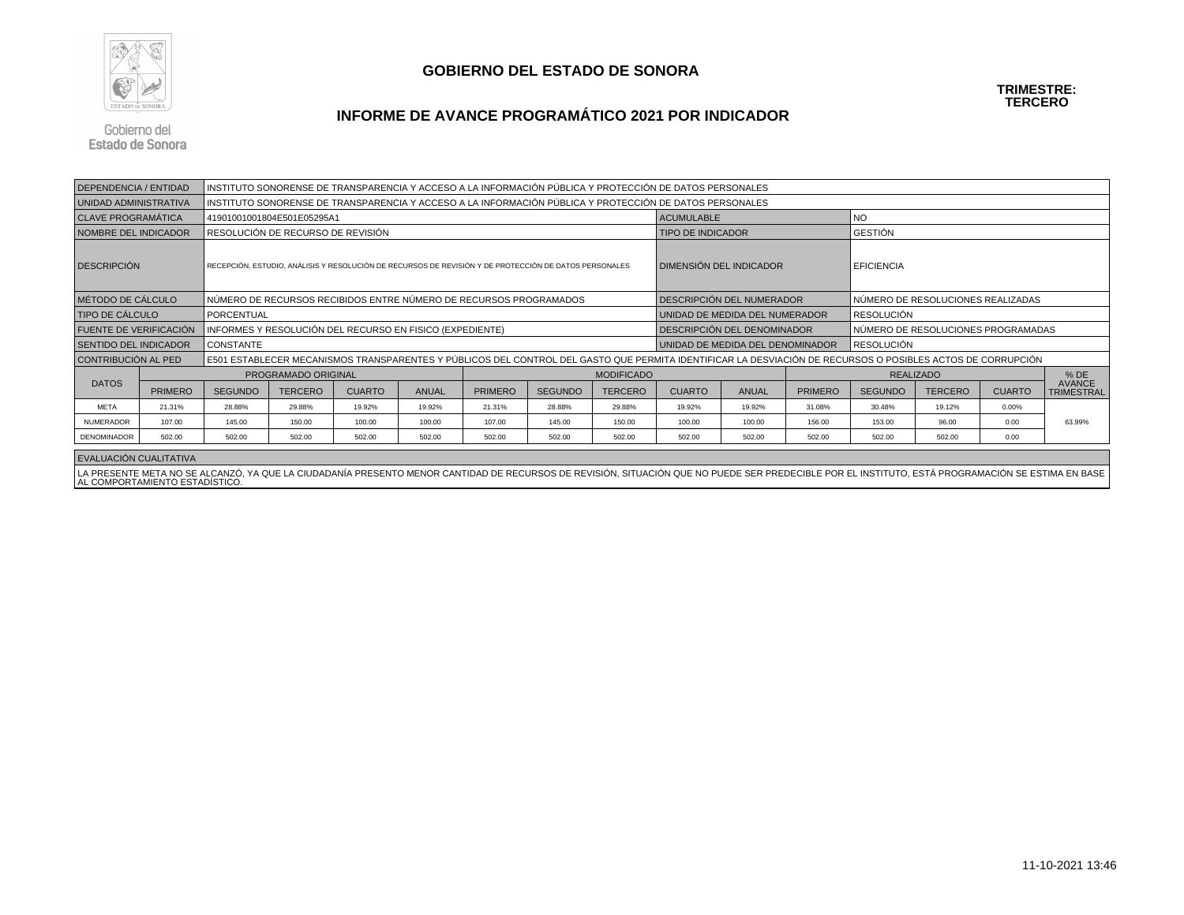# GOBIERNO DEL ESTADO DE SONORA

## INFORME DE AVANCE PROGRAMÁTICO 2021 POR INDICADOR

**TRIMESTRE: TERCERO**

| | | | |
|---|---|---|---|
| DEPENDENCIA / ENTIDAD | INSTITUTO SONORENSE DE TRANSPARENCIA Y ACCESO A LA INFORMACIÓN PÚBLICA Y PROTECCIÓN DE DATOS PERSONALES | | |
| UNIDAD ADMINISTRATIVA | INSTITUTO SONORENSE DE TRANSPARENCIA Y ACCESO A LA INFORMACIÓN PÚBLICA Y PROTECCIÓN DE DATOS PERSONALES | | |
| CLAVE PROGRAMÁTICA | 41901001001804E501E05295A1 | ACUMULABLE | NO |
| NOMBRE DEL INDICADOR | RESOLUCIÓN DE RECURSO DE REVISIÓN | TIPO DE INDICADOR | GESTIÓN |
| DESCRIPCIÓN | RECEPCIÓN, ESTUDIO, ANÁLISIS Y RESOLUCIÓN DE RECURSOS DE REVISIÓN Y DE PROTECCIÓN DE DATOS PERSONALES | DIMENSIÓN DEL INDICADOR | EFICIENCIA |
| MÉTODO DE CÁLCULO | NÚMERO DE RECURSOS RECIBIDOS ENTRE NÚMERO DE RECURSOS PROGRAMADOS | DESCRIPCIÓN DEL NUMERADOR | NÚMERO DE RESOLUCIONES REALIZADAS |
| TIPO DE CÁLCULO | PORCENTUAL | UNIDAD DE MEDIDA DEL NUMERADOR | RESOLUCIÓN |
| FUENTE DE VERIFICACIÓN | INFORMES Y RESOLUCIÓN DEL RECURSO EN FISICO (EXPEDIENTE) | DESCRIPCIÓN DEL DENOMINADOR | NÚMERO DE RESOLUCIONES PROGRAMADAS |
| SENTIDO DEL INDICADOR | CONSTANTE | UNIDAD DE MEDIDA DEL DENOMINADOR | RESOLUCIÓN |
| CONTRIBUCIÓN AL PED | E501 ESTABLECER MECANISMOS TRANSPARENTES Y PÚBLICOS DEL CONTROL DEL GASTO QUE PERMITA IDENTIFICAR LA DESVIACIÓN DE RECURSOS O POSIBLES ACTOS DE CORRUPCIÓN | | |

| DATOS | PROGRAMADO ORIGINAL | | | | | MODIFICADO | | | | | REALIZADO | | | | % DE AVANCE TRIMESTRAL |
|---|---|---|---|---|---|---|---|---|---|---|---|---|---|---|---|
| | PRIMERO | SEGUNDO | TERCERO | CUARTO | ANUAL | PRIMERO | SEGUNDO | TERCERO | CUARTO | ANUAL | PRIMERO | SEGUNDO | TERCERO | CUARTO | |
| META | 21.31% | 28.88% | 29.88% | 19.92% | 19.92% | 21.31% | 28.88% | 29.88% | 19.92% | 19.92% | 31.08% | 30.48% | 19.12% | 0.00% | 63.99% |
| NUMERADOR | 107.00 | 145.00 | 150.00 | 100.00 | 100.00 | 107.00 | 145.00 | 150.00 | 100.00 | 100.00 | 156.00 | 153.00 | 96.00 | 0.00 | |
| DENOMINADOR | 502.00 | 502.00 | 502.00 | 502.00 | 502.00 | 502.00 | 502.00 | 502.00 | 502.00 | 502.00 | 502.00 | 502.00 | 502.00 | 0.00 | |

**EVALUACIÓN CUALITATIVA**

LA PRESENTE META NO SE ALCANZÓ, YA QUE LA CIUDADANÍA PRESENTO MENOR CANTIDAD DE RECURSOS DE REVISIÓN, SITUACIÓN QUE NO PUEDE SER PREDECIBLE POR EL INSTITUTO, ESTÁ PROGRAMACIÓN SE ESTIMA EN BASE AL COMPORTAMIENTO ESTADÍSTICO.

11-10-2021 13:46